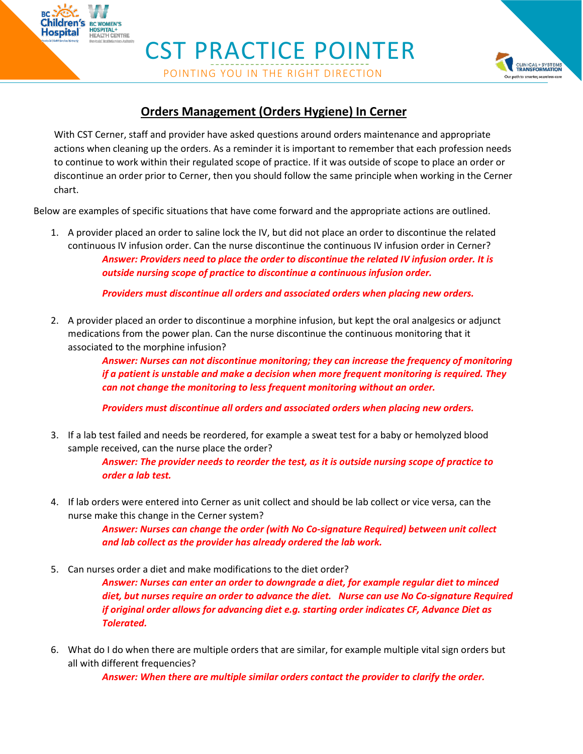# CST PRACTICE POINTER

POINTING YOU IN THE RIGHT DIRECTION

## Orders Management (Orders Hygiene) In Cerner

With CST Cerner, staff and provider have asked questions around orders maintenance and appropriate actions when cleaning up the orders. As a reminder it is important to remember that each profession needs to continue to work within their regulated scope of practice. If it was outside of scope to place an order or discontinue an order prior to Cerner, then you should follow the same principle when working in the Cerner chart.

Below are examples of specific situations that have come forward and the appropriate actions are outlined.

1. A provider placed an order to saline lock the IV, but did not place an order to discontinue the related continuous IV infusion order. Can the nurse discontinue the continuous IV infusion order in Cerner?

   ***Answer: Providers need to place the order to discontinue the related IV infusion order. It is outside nursing scope of practice to discontinue a continuous infusion order.***

   ***Providers must discontinue all orders and associated orders when placing new orders.***

2. A provider placed an order to discontinue a morphine infusion, but kept the oral analgesics or adjunct medications from the power plan. Can the nurse discontinue the continuous monitoring that it associated to the morphine infusion?

   ***Answer: Nurses can not discontinue monitoring; they can increase the frequency of monitoring if a patient is unstable and make a decision when more frequent monitoring is required. They can not change the monitoring to less frequent monitoring without an order.***

   ***Providers must discontinue all orders and associated orders when placing new orders.***

3. If a lab test failed and needs be reordered, for example a sweat test for a baby or hemolyzed blood sample received, can the nurse place the order?

   ***Answer: The provider needs to reorder the test, as it is outside nursing scope of practice to order a lab test.***

4. If lab orders were entered into Cerner as unit collect and should be lab collect or vice versa, can the nurse make this change in the Cerner system?

   ***Answer: Nurses can change the order (with No Co-signature Required) between unit collect and lab collect as the provider has already ordered the lab work.***

5. Can nurses order a diet and make modifications to the diet order?

   ***Answer: Nurses can enter an order to downgrade a diet, for example regular diet to minced diet, but nurses require an order to advance the diet. Nurse can use No Co-signature Required if original order allows for advancing diet e.g. starting order indicates CF, Advance Diet as Tolerated.***

6. What do I do when there are multiple orders that are similar, for example multiple vital sign orders but all with different frequencies?

   ***Answer: When there are multiple similar orders contact the provider to clarify the order.***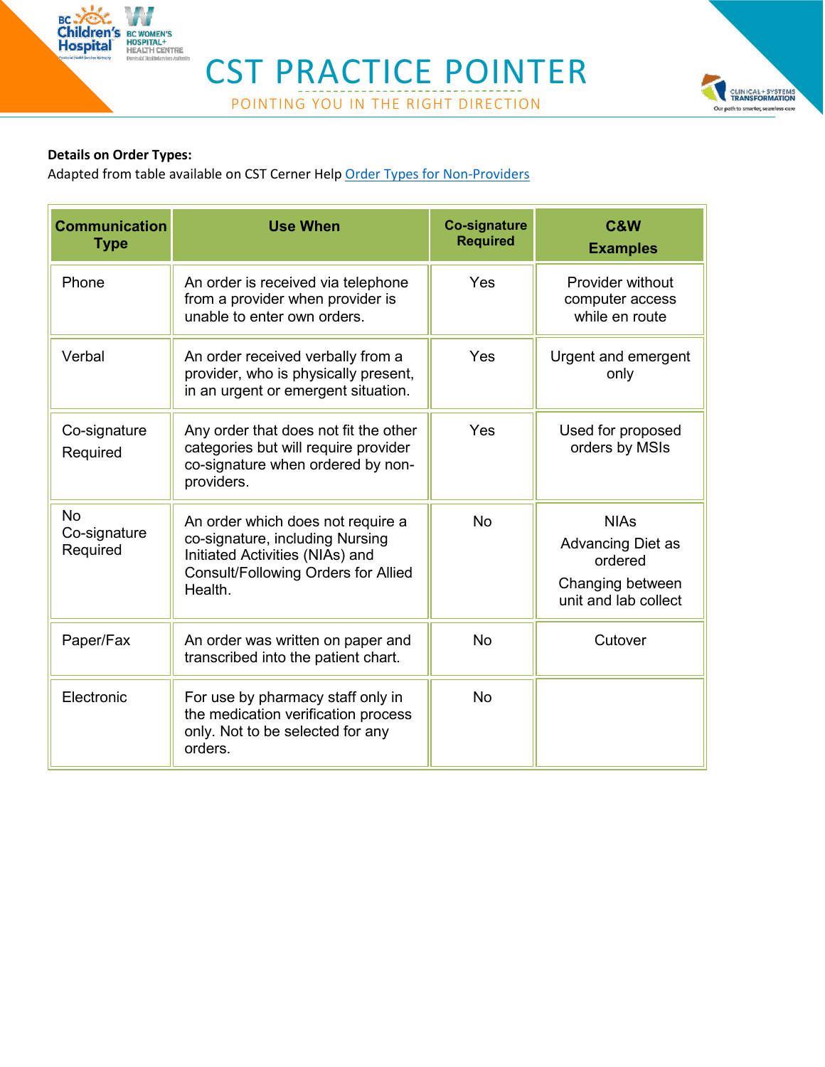**Details on Order Types:**

Adapted from table available on CST Cerner Help [Order Types for Non-Providers](#)

| Communication Type | Use When | Co-signature Required | C&W Examples |
|---|---|---|---|
| Phone | An order is received via telephone from a provider when provider is unable to enter own orders. | Yes | Provider without computer access while en route |
| Verbal | An order received verbally from a provider, who is physically present, in an urgent or emergent situation. | Yes | Urgent and emergent only |
| Co-signature Required | Any order that does not fit the other categories but will require provider co-signature when ordered by non-providers. | Yes | Used for proposed orders by MSIs |
| No Co-signature Required | An order which does not require a co-signature, including Nursing Initiated Activities (NIAs) and Consult/Following Orders for Allied Health. | No | NIAs<br>Advancing Diet as ordered<br>Changing between unit and lab collect |
| Paper/Fax | An order was written on paper and transcribed into the patient chart. | No | Cutover |
| Electronic | For use by pharmacy staff only in the medication verification process only. Not to be selected for any orders. | No | |